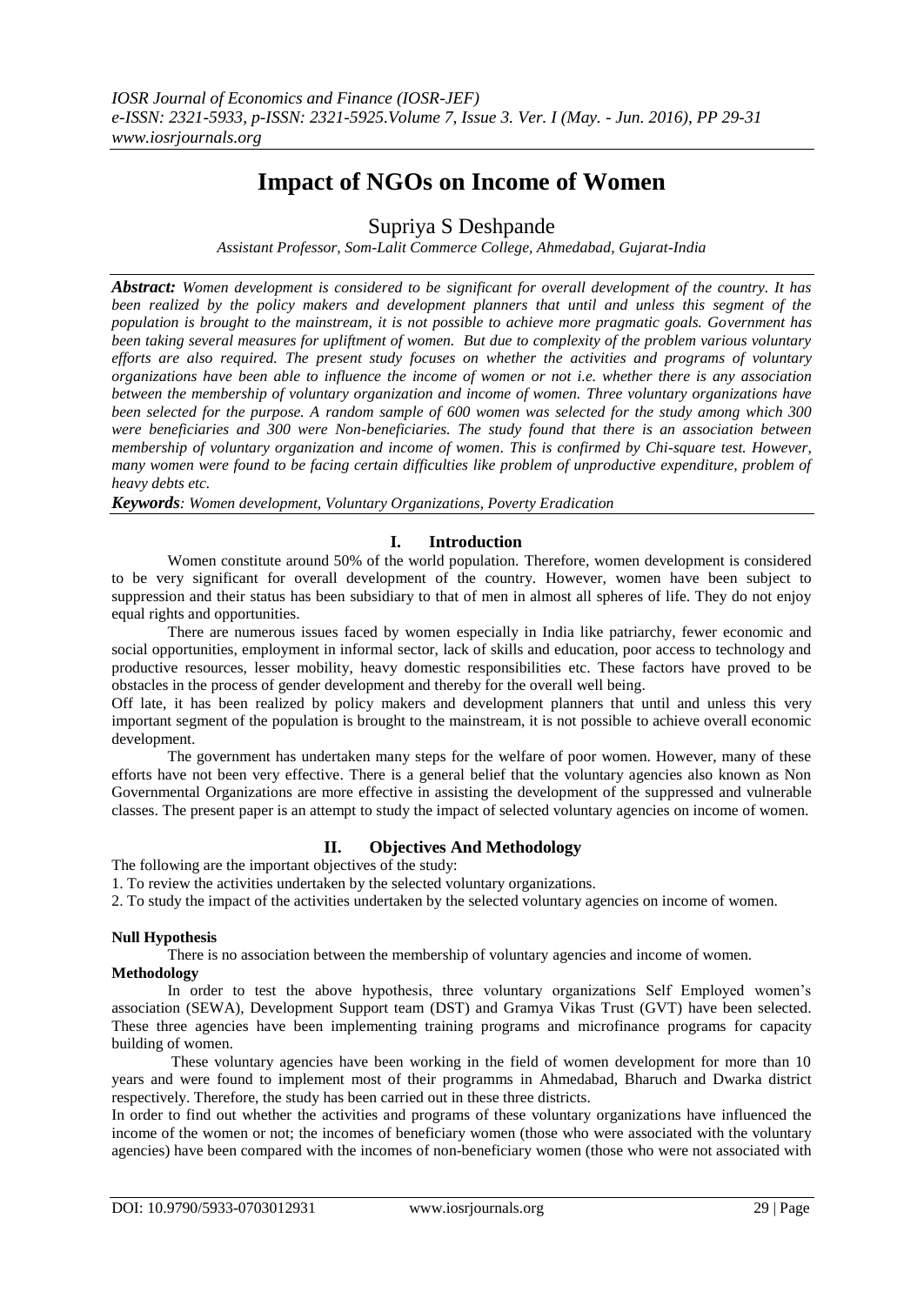# Impact of NGOs on Income of Women

Supriya S Deshpande

*Assistant Professor, Som-Lalit Commerce College, Ahmedabad, Gujarat-India*

***Abstract:*** *Women development is considered to be significant for overall development of the country. It has been realized by the policy makers and development planners that until and unless this segment of the population is brought to the mainstream, it is not possible to achieve more pragmatic goals. Government has been taking several measures for upliftment of women. But due to complexity of the problem various voluntary efforts are also required. The present study focuses on whether the activities and programs of voluntary organizations have been able to influence the income of women or not i.e. whether there is any association between the membership of voluntary organization and income of women. Three voluntary organizations have been selected for the purpose. A random sample of 600 women was selected for the study among which 300 were beneficiaries and 300 were Non-beneficiaries. The study found that there is an association between membership of voluntary organization and income of women. This is confirmed by Chi-square test. However, many women were found to be facing certain difficulties like problem of unproductive expenditure, problem of heavy debts etc.*

***Keywords****: Women development, Voluntary Organizations, Poverty Eradication*

## I. Introduction

Women constitute around 50% of the world population. Therefore, women development is considered to be very significant for overall development of the country. However, women have been subject to suppression and their status has been subsidiary to that of men in almost all spheres of life. They do not enjoy equal rights and opportunities.

There are numerous issues faced by women especially in India like patriarchy, fewer economic and social opportunities, employment in informal sector, lack of skills and education, poor access to technology and productive resources, lesser mobility, heavy domestic responsibilities etc. These factors have proved to be obstacles in the process of gender development and thereby for the overall well being.

Off late, it has been realized by policy makers and development planners that until and unless this very important segment of the population is brought to the mainstream, it is not possible to achieve overall economic development.

The government has undertaken many steps for the welfare of poor women. However, many of these efforts have not been very effective. There is a general belief that the voluntary agencies also known as Non Governmental Organizations are more effective in assisting the development of the suppressed and vulnerable classes. The present paper is an attempt to study the impact of selected voluntary agencies on income of women.

## II. Objectives And Methodology

The following are the important objectives of the study:

1. To review the activities undertaken by the selected voluntary organizations.
2. To study the impact of the activities undertaken by the selected voluntary agencies on income of women.

**Null Hypothesis**

There is no association between the membership of voluntary agencies and income of women.

**Methodology**

In order to test the above hypothesis, three voluntary organizations Self Employed women's association (SEWA), Development Support team (DST) and Gramya Vikas Trust (GVT) have been selected. These three agencies have been implementing training programs and microfinance programs for capacity building of women.

These voluntary agencies have been working in the field of women development for more than 10 years and were found to implement most of their programms in Ahmedabad, Bharuch and Dwarka district respectively. Therefore, the study has been carried out in these three districts.

In order to find out whether the activities and programs of these voluntary organizations have influenced the income of the women or not; the incomes of beneficiary women (those who were associated with the voluntary agencies) have been compared with the incomes of non-beneficiary women (those who were not associated with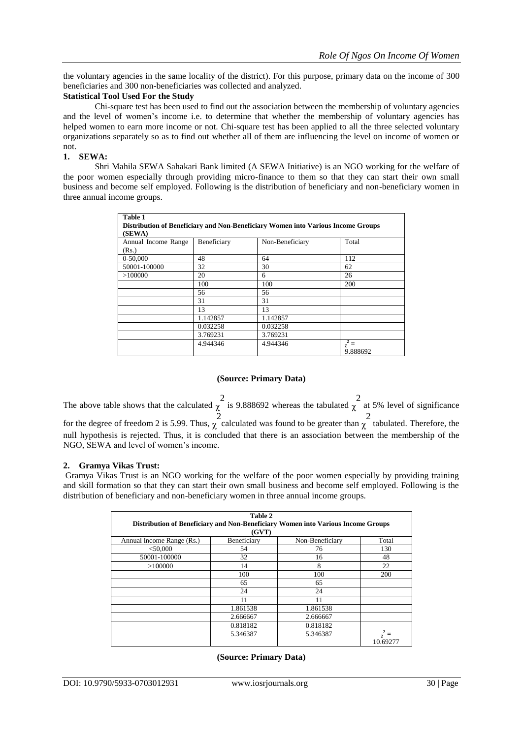the voluntary agencies in the same locality of the district). For this purpose, primary data on the income of 300 beneficiaries and 300 non-beneficiaries was collected and analyzed.

**Statistical Tool Used For the Study**

Chi-square test has been used to find out the association between the membership of voluntary agencies and the level of women's income i.e. to determine that whether the membership of voluntary agencies has helped women to earn more income or not. Chi-square test has been applied to all the three selected voluntary organizations separately so as to find out whether all of them are influencing the level on income of women or not.

**1. SEWA:**

Shri Mahila SEWA Sahakari Bank limited (A SEWA Initiative) is an NGO working for the welfare of the poor women especially through providing micro-finance to them so that they can start their own small business and become self employed. Following is the distribution of beneficiary and non-beneficiary women in three annual income groups.

**Table 1**
**Distribution of Beneficiary and Non-Beneficiary Women into Various Income Groups (SEWA)**

| Annual Income Range (Rs.) | Beneficiary | Non-Beneficiary | Total |
|---|---|---|---|
| 0-50,000 | 48 | 64 | 112 |
| 50001-100000 | 32 | 30 | 62 |
| >100000 | 20 | 6 | 26 |
| | 100 | 100 | 200 |
| | 56 | 56 | |
| | 31 | 31 | |
| | 13 | 13 | |
| | 1.142857 | 1.142857 | |
| | 0.032258 | 0.032258 | |
| | 3.769231 | 3.769231 | |
| | 4.944346 | 4.944346 | $\chi^2 =$ 9.888692 |

**(Source: Primary Data)**

The above table shows that the calculated $\chi^2$ is 9.888692 whereas the tabulated $\chi^2$ at 5% level of significance for the degree of freedom 2 is 5.99. Thus, $\chi^2$ calculated was found to be greater than $\chi^2$ tabulated. Therefore, the null hypothesis is rejected. Thus, it is concluded that there is an association between the membership of the NGO, SEWA and level of women's income.

**2. Gramya Vikas Trust:**

Gramya Vikas Trust is an NGO working for the welfare of the poor women especially by providing training and skill formation so that they can start their own small business and become self employed. Following is the distribution of beneficiary and non-beneficiary women in three annual income groups.

**Table 2**
**Distribution of Beneficiary and Non-Beneficiary Women into Various Income Groups (GVT)**

| Annual Income Range (Rs.) | Beneficiary | Non-Beneficiary | Total |
|---|---|---|---|
| <50,000 | 54 | 76 | 130 |
| 50001-100000 | 32 | 16 | 48 |
| >100000 | 14 | 8 | 22 |
| | 100 | 100 | 200 |
| | 65 | 65 | |
| | 24 | 24 | |
| | 11 | 11 | |
| | 1.861538 | 1.861538 | |
| | 2.666667 | 2.666667 | |
| | 0.818182 | 0.818182 | |
| | 5.346387 | 5.346387 | $\chi^2 =$ 10.69277 |

**(Source: Primary Data)**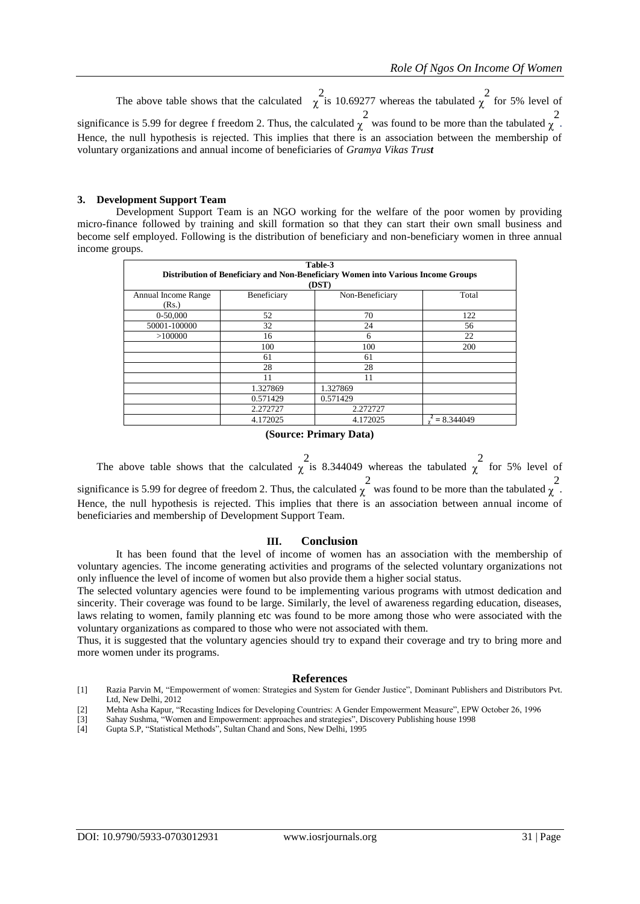The above table shows that the calculated $\chi^2$ is 10.69277 whereas the tabulated $\chi^2$ for 5% level of significance is 5.99 for degree f freedom 2. Thus, the calculated $\chi^2$ was found to be more than the tabulated $\chi^2$. Hence, the null hypothesis is rejected. This implies that there is an association between the membership of voluntary organizations and annual income of beneficiaries of *Gramya Vikas Trust*

### 3. Development Support Team

Development Support Team is an NGO working for the welfare of the poor women by providing micro-finance followed by training and skill formation so that they can start their own small business and become self employed. Following is the distribution of beneficiary and non-beneficiary women in three annual income groups.

**Table-3**
**Distribution of Beneficiary and Non-Beneficiary Women into Various Income Groups (DST)**

| Annual Income Range (Rs.) | Beneficiary | Non-Beneficiary | Total |
|---|---|---|---|
| 0-50,000 | 52 | 70 | 122 |
| 50001-100000 | 32 | 24 | 56 |
| >100000 | 16 | 6 | 22 |
| | 100 | 100 | 200 |
| | 61 | 61 | |
| | 28 | 28 | |
| | 11 | 11 | |
| | 1.327869 | 1.327869 | |
| | 0.571429 | 0.571429 | |
| | 2.272727 | 2.272727 | |
| | 4.172025 | 4.172025 | $\chi^2$ = 8.344049 |

**(Source: Primary Data)**

The above table shows that the calculated $\chi^2$ is 8.344049 whereas the tabulated $\chi^2$ for 5% level of significance is 5.99 for degree of freedom 2. Thus, the calculated $\chi^2$ was found to be more than the tabulated $\chi^2$. Hence, the null hypothesis is rejected. This implies that there is an association between annual income of beneficiaries and membership of Development Support Team.

## III. Conclusion

It has been found that the level of income of women has an association with the membership of voluntary agencies. The income generating activities and programs of the selected voluntary organizations not only influence the level of income of women but also provide them a higher social status.

The selected voluntary agencies were found to be implementing various programs with utmost dedication and sincerity. Their coverage was found to be large. Similarly, the level of awareness regarding education, diseases, laws relating to women, family planning etc was found to be more among those who were associated with the voluntary organizations as compared to those who were not associated with them.

Thus, it is suggested that the voluntary agencies should try to expand their coverage and try to bring more and more women under its programs.

## References

[1] Razia Parvin M, "Empowerment of women: Strategies and System for Gender Justice", Dominant Publishers and Distributors Pvt. Ltd, New Delhi, 2012

[2] Mehta Asha Kapur, "Recasting Indices for Developing Countries: A Gender Empowerment Measure", EPW October 26, 1996

[3] Sahay Sushma, "Women and Empowerment: approaches and strategies", Discovery Publishing house 1998

[4] Gupta S.P, "Statistical Methods", Sultan Chand and Sons, New Delhi, 1995